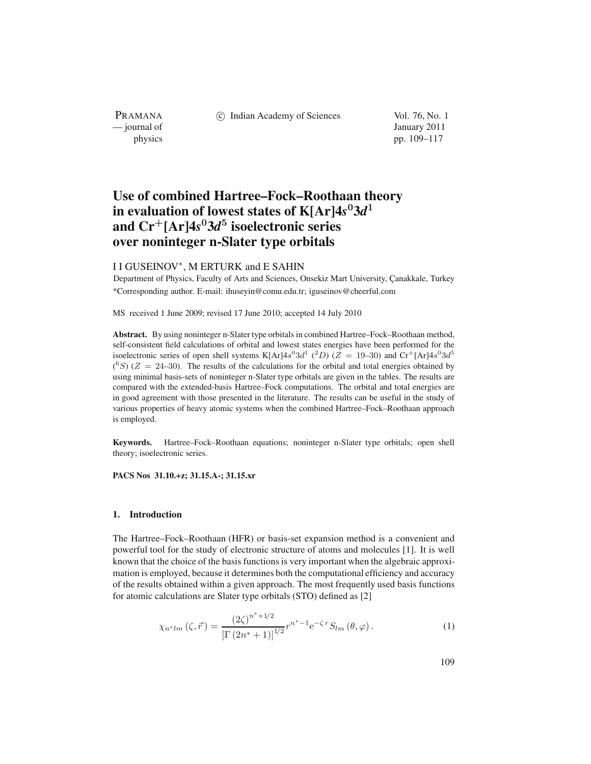# Use of combined Hartree–Fock–Roothaan theory in evaluation of lowest states of K[Ar]$4s^0 3d^1$ and $Cr^+$[Ar]$4s^0 3d^5$ isoelectronic series over noninteger n-Slater type orbitals

I I GUSEINOV*, M ERTURK and E SAHIN

Department of Physics, Faculty of Arts and Sciences, Onsekiz Mart University, Çanakkale, Turkey
*Corresponding author. E-mail: ihuseyin@comu.edu.tr; iguseinov@cheerful.com

MS received 1 June 2009; revised 17 June 2010; accepted 14 July 2010

**Abstract.** By using noninteger n-Slater type orbitals in combined Hartree–Fock–Roothaan method, self-consistent field calculations of orbital and lowest states energies have been performed for the isoelectronic series of open shell systems K[Ar]$4s^0 3d^1$ ($^2D$) ($Z = 19$–$30$) and $Cr^+$[Ar]$4s^0 3d^5$ ($^6S$) ($Z = 24$–$30$). The results of the calculations for the orbital and total energies obtained by using minimal basis-sets of noninteger n-Slater type orbitals are given in the tables. The results are compared with the extended-basis Hartree–Fock computations. The orbital and total energies are in good agreement with those presented in the literature. The results can be useful in the study of various properties of heavy atomic systems when the combined Hartree–Fock–Roothaan approach is employed.

**Keywords.** Hartree–Fock–Roothaan equations; noninteger n-Slater type orbitals; open shell theory; isoelectronic series.

**PACS Nos** 31.10.+z; 31.15.A-; 31.15.xr

## 1. Introduction

The Hartree–Fock–Roothaan (HFR) or basis-set expansion method is a convenient and powerful tool for the study of electronic structure of atoms and molecules [1]. It is well known that the choice of the basis functions is very important when the algebraic approximation is employed, because it determines both the computational efficiency and accuracy of the results obtained within a given approach. The most frequently used basis functions for atomic calculations are Slater type orbitals (STO) defined as [2]

$$\chi_{n^* lm}(\zeta, \vec{r}) = \frac{(2\zeta)^{n^*+1/2}}{[\Gamma(2n^*+1)]^{1/2}} r^{n^*-1} e^{-\zeta r} S_{lm}(\theta, \varphi). \tag{1}$$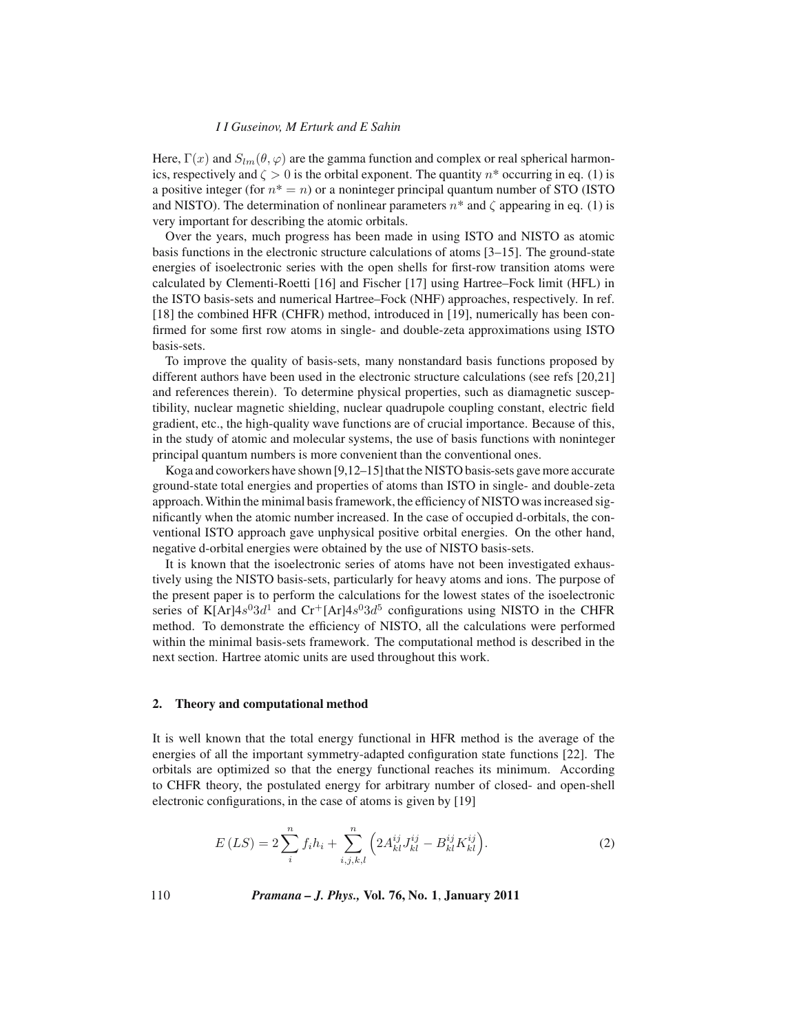Here, $\Gamma(x)$ and $S_{lm}(\theta, \varphi)$ are the gamma function and complex or real spherical harmonics, respectively and $\zeta > 0$ is the orbital exponent. The quantity $n*$ occurring in eq. (1) is a positive integer (for $n* = n$) or a noninteger principal quantum number of STO (ISTO and NISTO). The determination of nonlinear parameters $n*$ and $\zeta$ appearing in eq. (1) is very important for describing the atomic orbitals.

Over the years, much progress has been made in using ISTO and NISTO as atomic basis functions in the electronic structure calculations of atoms [3–15]. The ground-state energies of isoelectronic series with the open shells for first-row transition atoms were calculated by Clementi-Roetti [16] and Fischer [17] using Hartree–Fock limit (HFL) in the ISTO basis-sets and numerical Hartree–Fock (NHF) approaches, respectively. In ref. [18] the combined HFR (CHFR) method, introduced in [19], numerically has been confirmed for some first row atoms in single- and double-zeta approximations using ISTO basis-sets.

To improve the quality of basis-sets, many nonstandard basis functions proposed by different authors have been used in the electronic structure calculations (see refs [20,21] and references therein). To determine physical properties, such as diamagnetic susceptibility, nuclear magnetic shielding, nuclear quadrupole coupling constant, electric field gradient, etc., the high-quality wave functions are of crucial importance. Because of this, in the study of atomic and molecular systems, the use of basis functions with noninteger principal quantum numbers is more convenient than the conventional ones.

Koga and coworkers have shown [9,12–15] that the NISTO basis-sets gave more accurate ground-state total energies and properties of atoms than ISTO in single- and double-zeta approach. Within the minimal basis framework, the efficiency of NISTO was increased significantly when the atomic number increased. In the case of occupied d-orbitals, the conventional ISTO approach gave unphysical positive orbital energies. On the other hand, negative d-orbital energies were obtained by the use of NISTO basis-sets.

It is known that the isoelectronic series of atoms have not been investigated exhaustively using the NISTO basis-sets, particularly for heavy atoms and ions. The purpose of the present paper is to perform the calculations for the lowest states of the isoelectronic series of K[Ar]$4s^0 3d^1$ and $Cr^+$[Ar]$4s^0 3d^5$ configurations using NISTO in the CHFR method. To demonstrate the efficiency of NISTO, all the calculations were performed within the minimal basis-sets framework. The computational method is described in the next section. Hartree atomic units are used throughout this work.

## 2. Theory and computational method

It is well known that the total energy functional in HFR method is the average of the energies of all the important symmetry-adapted configuration state functions [22]. The orbitals are optimized so that the energy functional reaches its minimum. According to CHFR theory, the postulated energy for arbitrary number of closed- and open-shell electronic configurations, in the case of atoms is given by [19]

$$E\,(LS) = 2\sum_{i}^{n} f_i h_i + \sum_{i,j,k,l}^{n} \left(2A_{kl}^{ij} J_{kl}^{ij} - B_{kl}^{ij} K_{kl}^{ij}\right). \tag{2}$$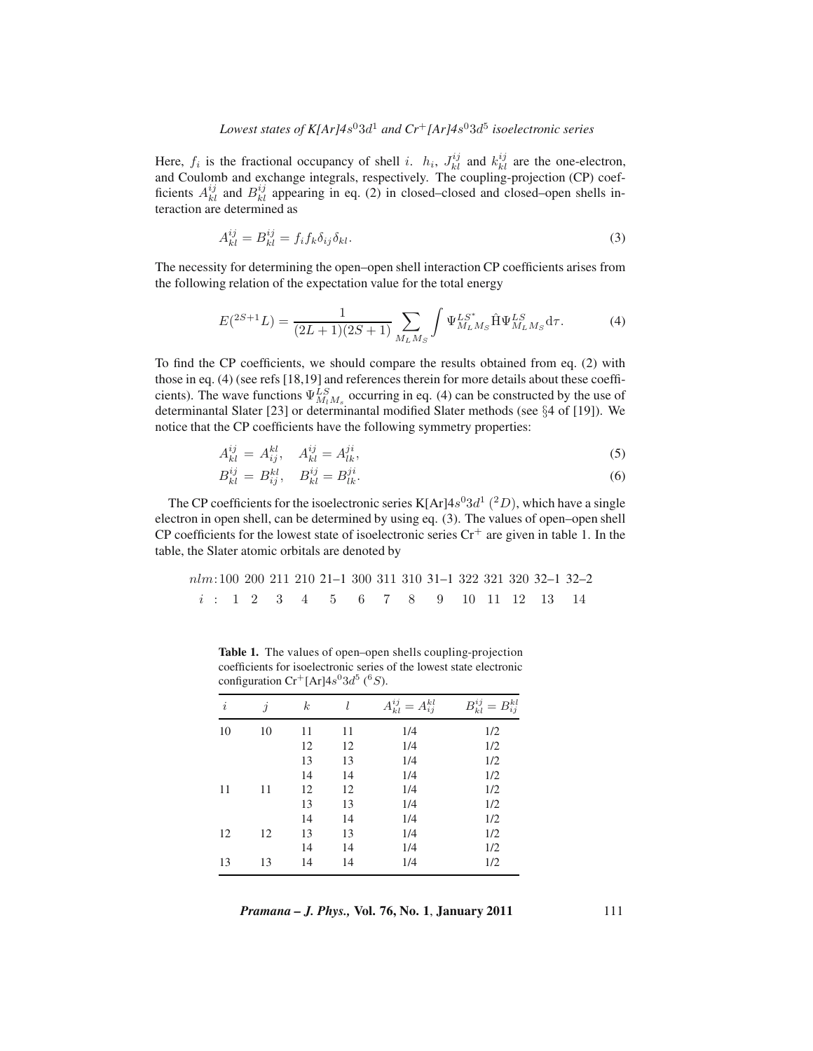Here, $f_i$ is the fractional occupancy of shell $i$. $h_i$, $J_{kl}^{ij}$ and $k_{kl}^{ij}$ are the one-electron, and Coulomb and exchange integrals, respectively. The coupling-projection (CP) coefficients $A_{kl}^{ij}$ and $B_{kl}^{ij}$ appearing in eq. (2) in closed–closed and closed–open shells interaction are determined as

$$A_{kl}^{ij} = B_{kl}^{ij} = f_i f_k \delta_{ij} \delta_{kl}. \tag{3}$$

The necessity for determining the open–open shell interaction CP coefficients arises from the following relation of the expectation value for the total energy

$$E(^{2S+1}L) = \frac{1}{(2L+1)(2S+1)} \sum_{M_L M_S} \int \Psi_{M_L M_S}^{LS^*} \hat{\mathrm{H}} \Psi_{M_L M_S}^{LS} \mathrm{d}\tau. \tag{4}$$

To find the CP coefficients, we should compare the results obtained from eq. (2) with those in eq. (4) (see refs [18,19] and references therein for more details about these coefficients). The wave functions $\Psi_{M_l M_s}^{LS}$ occurring in eq. (4) can be constructed by the use of determinantal Slater [23] or determinantal modified Slater methods (see §4 of [19]). We notice that the CP coefficients have the following symmetry properties:

$$A_{kl}^{ij} = A_{ij}^{kl}, \quad A_{kl}^{ij} = A_{lk}^{ji}, \tag{5}$$

$$B_{kl}^{ij} = B_{ij}^{kl}, \quad B_{kl}^{ij} = B_{lk}^{ji}. \tag{6}$$

The CP coefficients for the isoelectronic series K[Ar]$4s^0 3d^1$ ($^2D$), which have a single electron in open shell, can be determined by using eq. (3). The values of open–open shell CP coefficients for the lowest state of isoelectronic series $Cr^+$ are given in table 1. In the table, the Slater atomic orbitals are denoted by

| $nlm$: | 100 | 200 | 211 | 210 | 21–1 | 300 | 311 | 310 | 31–1 | 322 | 321 | 320 | 32–1 | 32–2 |
|---|---|---|---|---|---|---|---|---|---|---|---|---|---|---|
| $i$ : | 1 | 2 | 3 | 4 | 5 | 6 | 7 | 8 | 9 | 10 | 11 | 12 | 13 | 14 |

**Table 1.** The values of open–open shells coupling-projection coefficients for isoelectronic series of the lowest state electronic configuration $Cr^+$[Ar]$4s^0 3d^5$ ($^6S$).

| $i$ | $j$ | $k$ | $l$ | $A_{kl}^{ij} = A_{ij}^{kl}$ | $B_{kl}^{ij} = B_{ij}^{kl}$ |
|---|---|---|---|---|---|
| 10 | 10 | 11 | 11 | 1/4 | 1/2 |
| | | 12 | 12 | 1/4 | 1/2 |
| | | 13 | 13 | 1/4 | 1/2 |
| | | 14 | 14 | 1/4 | 1/2 |
| 11 | 11 | 12 | 12 | 1/4 | 1/2 |
| | | 13 | 13 | 1/4 | 1/2 |
| | | 14 | 14 | 1/4 | 1/2 |
| 12 | 12 | 13 | 13 | 1/4 | 1/2 |
| | | 14 | 14 | 1/4 | 1/2 |
| 13 | 13 | 14 | 14 | 1/4 | 1/2 |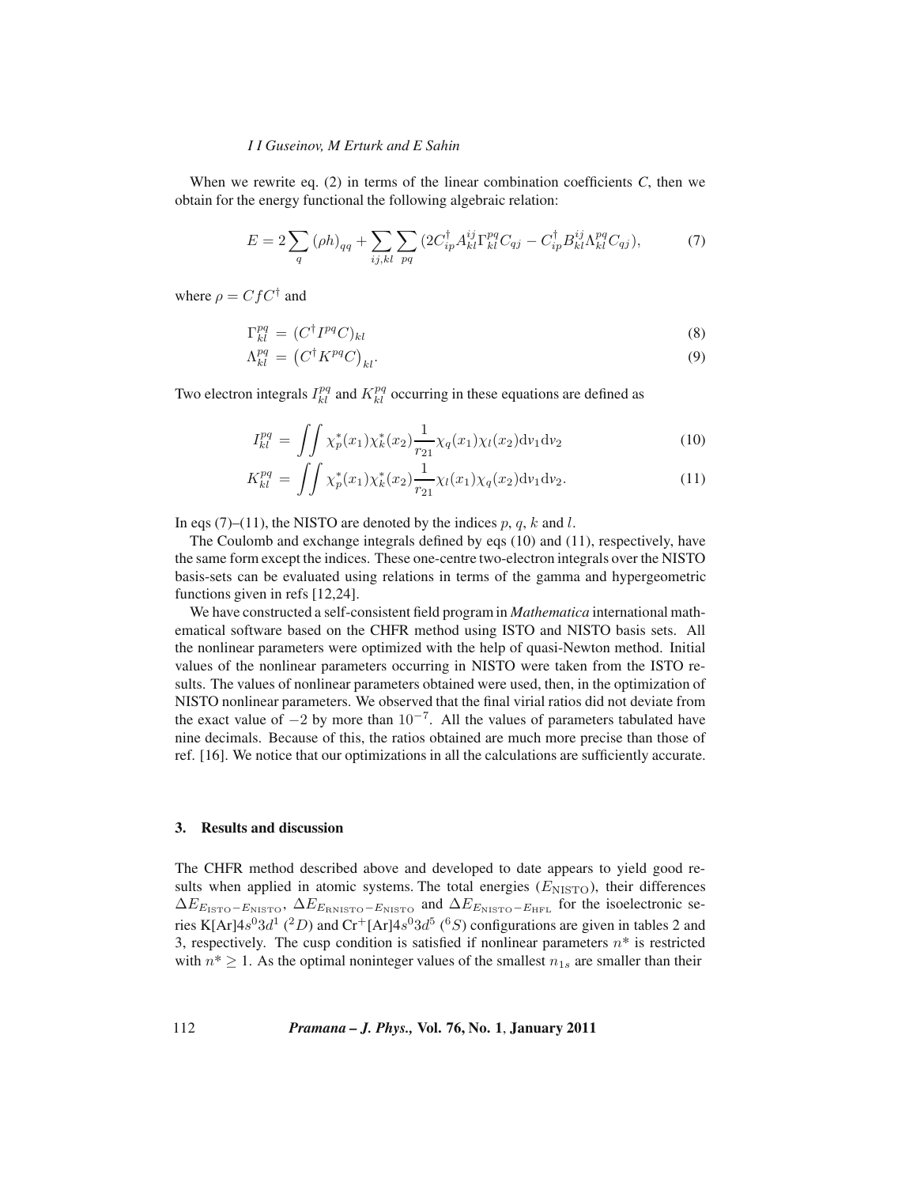When we rewrite eq. (2) in terms of the linear combination coefficients $C$, then we obtain for the energy functional the following algebraic relation:

$$E = 2\sum_{q} (\rho h)_{qq} + \sum_{ij,kl} \sum_{pq} (2C_{ip}^{\dagger} A_{kl}^{ij} \Gamma_{kl}^{pq} C_{qj} - C_{ip}^{\dagger} B_{kl}^{ij} \Lambda_{kl}^{pq} C_{qj}), \tag{7}$$

where $\rho = CfC^{\dagger}$ and

$$\Gamma_{kl}^{pq} = (C^{\dagger} I^{pq} C)_{kl} \tag{8}$$

$$\Lambda_{kl}^{pq} = \left(C^{\dagger} K^{pq} C\right)_{kl}. \tag{9}$$

Two electron integrals $I_{kl}^{pq}$ and $K_{kl}^{pq}$ occurring in these equations are defined as

$$I_{kl}^{pq} = \iint \chi_p^*(x_1)\chi_k^*(x_2)\frac{1}{r_{21}}\chi_q(x_1)\chi_l(x_2)\mathrm{d}v_1\mathrm{d}v_2 \tag{10}$$

$$K_{kl}^{pq} = \iint \chi_p^*(x_1)\chi_k^*(x_2)\frac{1}{r_{21}}\chi_l(x_1)\chi_q(x_2)\mathrm{d}v_1\mathrm{d}v_2. \tag{11}$$

In eqs (7)–(11), the NISTO are denoted by the indices $p$, $q$, $k$ and $l$.

The Coulomb and exchange integrals defined by eqs (10) and (11), respectively, have the same form except the indices. These one-centre two-electron integrals over the NISTO basis-sets can be evaluated using relations in terms of the gamma and hypergeometric functions given in refs [12,24].

We have constructed a self-consistent field program in *Mathematica* international mathematical software based on the CHFR method using ISTO and NISTO basis sets. All the nonlinear parameters were optimized with the help of quasi-Newton method. Initial values of the nonlinear parameters occurring in NISTO were taken from the ISTO results. The values of nonlinear parameters obtained were used, then, in the optimization of NISTO nonlinear parameters. We observed that the final virial ratios did not deviate from the exact value of $-2$ by more than $10^{-7}$. All the values of parameters tabulated have nine decimals. Because of this, the ratios obtained are much more precise than those of ref. [16]. We notice that our optimizations in all the calculations are sufficiently accurate.

## 3. Results and discussion

The CHFR method described above and developed to date appears to yield good results when applied in atomic systems. The total energies ($E_{\mathrm{NISTO}}$), their differences $\Delta E_{E_{\mathrm{ISTO}}-E_{\mathrm{NISTO}}}$, $\Delta E_{E_{\mathrm{RNISTO}}-E_{\mathrm{NISTO}}}$ and $\Delta E_{E_{\mathrm{NISTO}}-E_{\mathrm{HFL}}}$ for the isoelectronic series K[Ar]$4s^0 3d^1$ ($^2D$) and $Cr^+$[Ar]$4s^0 3d^5$ ($^6S$) configurations are given in tables 2 and 3, respectively. The cusp condition is satisfied if nonlinear parameters $n^*$ is restricted with $n^* \geq 1$. As the optimal noninteger values of the smallest $n_{1s}$ are smaller than their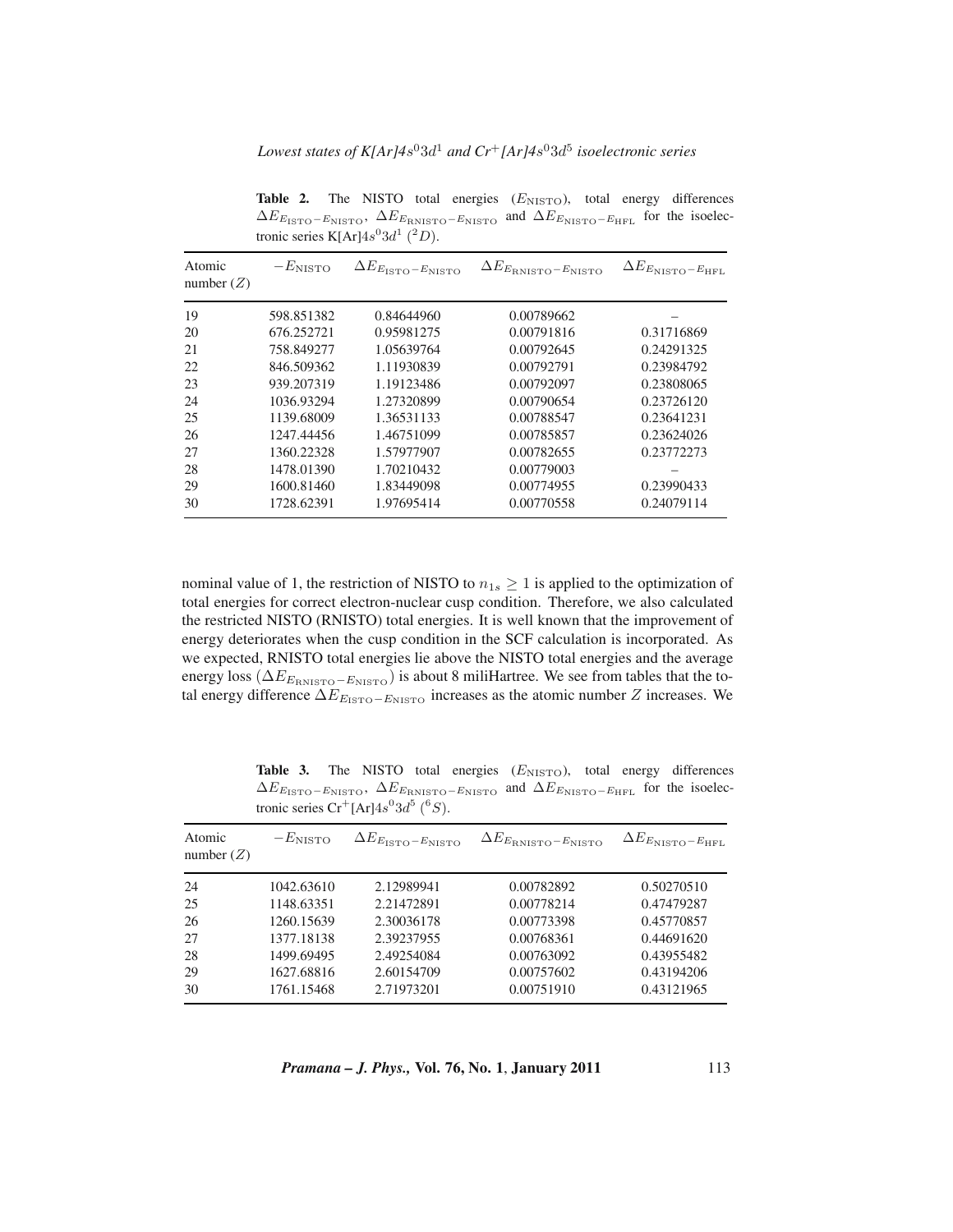**Table 2.** The NISTO total energies ($E_{\mathrm{NISTO}}$), total energy differences $\Delta E_{E_{\mathrm{ISTO}}-E_{\mathrm{NISTO}}}$, $\Delta E_{E_{\mathrm{RNISTO}}-E_{\mathrm{NISTO}}}$ and $\Delta E_{E_{\mathrm{NISTO}}-E_{\mathrm{HFL}}}$ for the isoelectronic series K[Ar]$4s^0 3d^1$ ($^2D$).

| Atomic number ($Z$) | $-E_{\mathrm{NISTO}}$ | $\Delta E_{E_{\mathrm{ISTO}}-E_{\mathrm{NISTO}}}$ | $\Delta E_{E_{\mathrm{RNISTO}}-E_{\mathrm{NISTO}}}$ | $\Delta E_{E_{\mathrm{NISTO}}-E_{\mathrm{HFL}}}$ |
|---|---|---|---|---|
| 19 | 598.851382 | 0.84644960 | 0.00789662 | – |
| 20 | 676.252721 | 0.95981275 | 0.00791816 | 0.31716869 |
| 21 | 758.849277 | 1.05639764 | 0.00792645 | 0.24291325 |
| 22 | 846.509362 | 1.11930839 | 0.00792791 | 0.23984792 |
| 23 | 939.207319 | 1.19123486 | 0.00792097 | 0.23808065 |
| 24 | 1036.93294 | 1.27320899 | 0.00790654 | 0.23726120 |
| 25 | 1139.68009 | 1.36531133 | 0.00788547 | 0.23641231 |
| 26 | 1247.44456 | 1.46751099 | 0.00785857 | 0.23624026 |
| 27 | 1360.22328 | 1.57977907 | 0.00782655 | 0.23772273 |
| 28 | 1478.01390 | 1.70210432 | 0.00779003 | – |
| 29 | 1600.81460 | 1.83449098 | 0.00774955 | 0.23990433 |
| 30 | 1728.62391 | 1.97695414 | 0.00770558 | 0.24079114 |

nominal value of 1, the restriction of NISTO to $n_{1s} \geq 1$ is applied to the optimization of total energies for correct electron-nuclear cusp condition. Therefore, we also calculated the restricted NISTO (RNISTO) total energies. It is well known that the improvement of energy deteriorates when the cusp condition in the SCF calculation is incorporated. As we expected, RNISTO total energies lie above the NISTO total energies and the average energy loss ($\Delta E_{E_{\mathrm{RNISTO}}-E_{\mathrm{NISTO}}}$) is about 8 miliHartree. We see from tables that the total energy difference $\Delta E_{E_{\mathrm{ISTO}}-E_{\mathrm{NISTO}}}$ increases as the atomic number $Z$ increases. We

**Table 3.** The NISTO total energies ($E_{\mathrm{NISTO}}$), total energy differences $\Delta E_{E_{\mathrm{ISTO}}-E_{\mathrm{NISTO}}}$, $\Delta E_{E_{\mathrm{RNISTO}}-E_{\mathrm{NISTO}}}$ and $\Delta E_{E_{\mathrm{NISTO}}-E_{\mathrm{HFL}}}$ for the isoelectronic series $Cr^+$[Ar]$4s^0 3d^5$ ($^6S$).

| Atomic number ($Z$) | $-E_{\mathrm{NISTO}}$ | $\Delta E_{E_{\mathrm{ISTO}}-E_{\mathrm{NISTO}}}$ | $\Delta E_{E_{\mathrm{RNISTO}}-E_{\mathrm{NISTO}}}$ | $\Delta E_{E_{\mathrm{NISTO}}-E_{\mathrm{HFL}}}$ |
|---|---|---|---|---|
| 24 | 1042.63610 | 2.12989941 | 0.00782892 | 0.50270510 |
| 25 | 1148.63351 | 2.21472891 | 0.00778214 | 0.47479287 |
| 26 | 1260.15639 | 2.30036178 | 0.00773398 | 0.45770857 |
| 27 | 1377.18138 | 2.39237955 | 0.00768361 | 0.44691620 |
| 28 | 1499.69495 | 2.49254084 | 0.00763092 | 0.43955482 |
| 29 | 1627.68816 | 2.60154709 | 0.00757602 | 0.43194206 |
| 30 | 1761.15468 | 2.71973201 | 0.00751910 | 0.43121965 |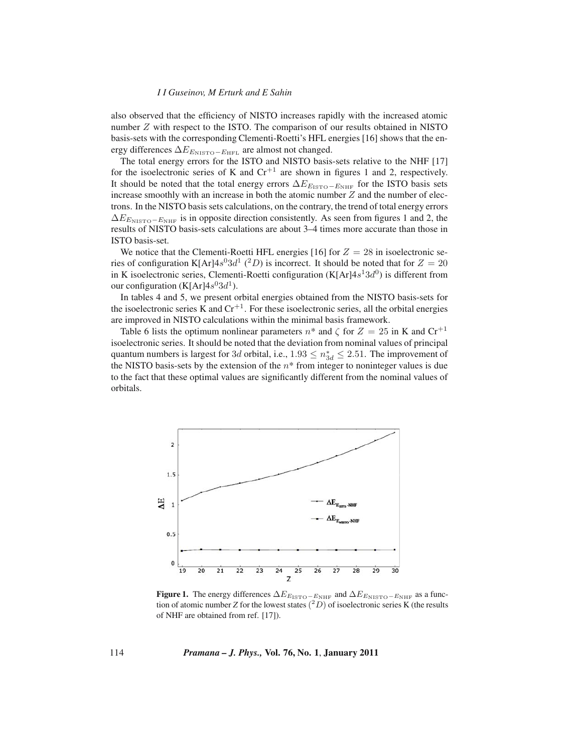also observed that the efficiency of NISTO increases rapidly with the increased atomic number $Z$ with respect to the ISTO. The comparison of our results obtained in NISTO basis-sets with the corresponding Clementi-Roetti's HFL energies [16] shows that the energy differences $\Delta E_{E_{\mathrm{NISTO}}-E_{\mathrm{HFL}}}$ are almost not changed.

The total energy errors for the ISTO and NISTO basis-sets relative to the NHF [17] for the isoelectronic series of K and $Cr^{+1}$ are shown in figures 1 and 2, respectively. It should be noted that the total energy errors $\Delta E_{E_{\mathrm{ISTO}}-E_{\mathrm{NHF}}}$ for the ISTO basis sets increase smoothly with an increase in both the atomic number $Z$ and the number of electrons. In the NISTO basis sets calculations, on the contrary, the trend of total energy errors $\Delta E_{E_{\mathrm{NISTO}}-E_{\mathrm{NHF}}}$ is in opposite direction consistently. As seen from figures 1 and 2, the results of NISTO basis-sets calculations are about 3–4 times more accurate than those in ISTO basis-set.

We notice that the Clementi-Roetti HFL energies [16] for $Z = 28$ in isoelectronic series of configuration K[Ar]$4s^0 3d^1$ ($^2D$) is incorrect. It should be noted that for $Z = 20$ in K isoelectronic series, Clementi-Roetti configuration (K[Ar]$4s^1 3d^0$) is different from our configuration (K[Ar]$4s^0 3d^1$).

In tables 4 and 5, we present orbital energies obtained from the NISTO basis-sets for the isoelectronic series K and $Cr^{+1}$. For these isoelectronic series, all the orbital energies are improved in NISTO calculations within the minimal basis framework.

Table 6 lists the optimum nonlinear parameters $n^*$ and $\zeta$ for $Z = 25$ in K and $Cr^{+1}$ isoelectronic series. It should be noted that the deviation from nominal values of principal quantum numbers is largest for $3d$ orbital, i.e., $1.93 \leq n^*_{3d} \leq 2.51$. The improvement of the NISTO basis-sets by the extension of the $n^*$ from integer to noninteger values is due to the fact that these optimal values are significantly different from the nominal values of orbitals.

**Figure 1.** The energy differences $\Delta E_{E_{\mathrm{ISTO}}-E_{\mathrm{NHF}}}$ and $\Delta E_{E_{\mathrm{NISTO}}-E_{\mathrm{NHF}}}$ as a function of atomic number $Z$ for the lowest states ($^2D$) of isoelectronic series K (the results of NHF are obtained from ref. [17]).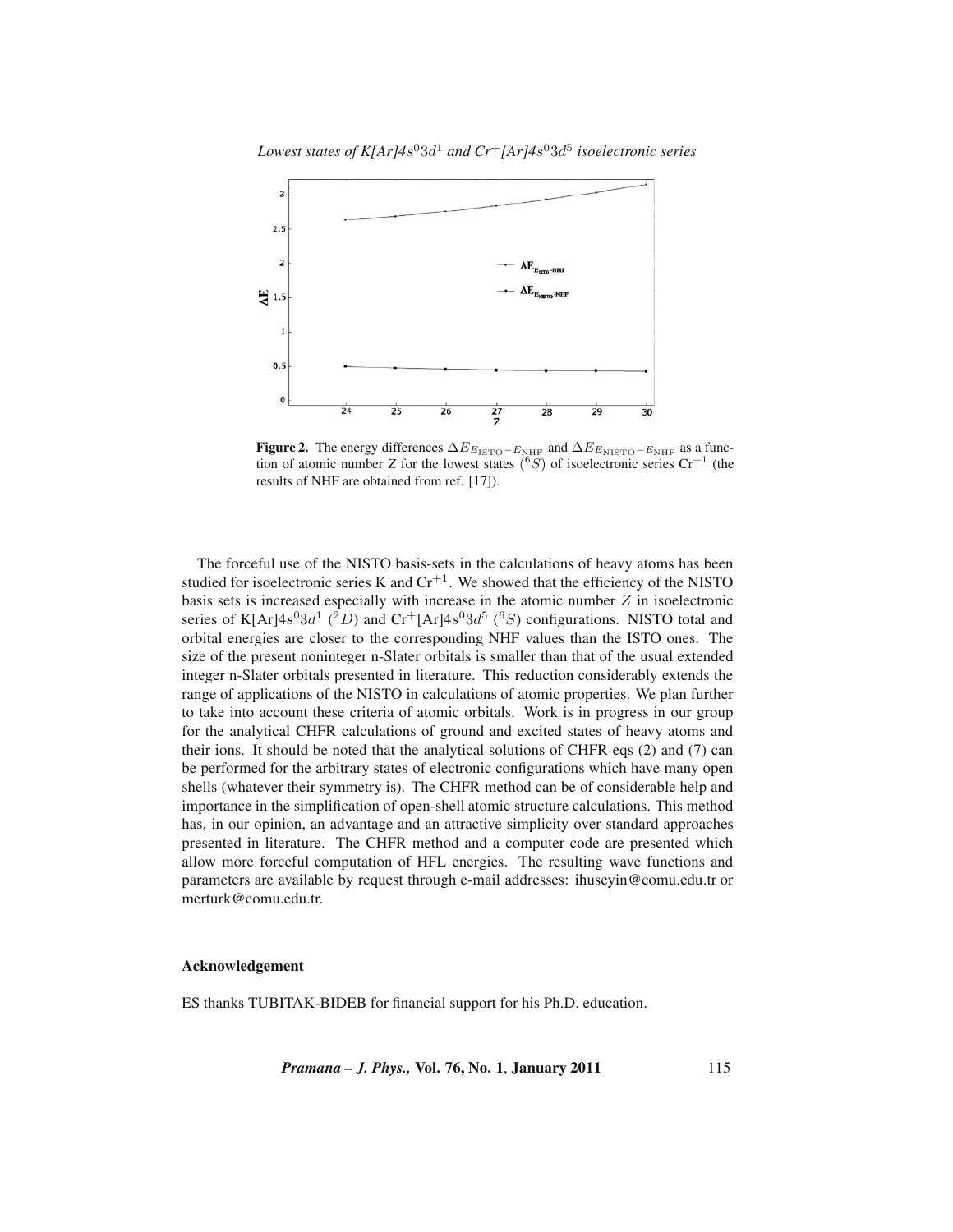**Figure 2.** The energy differences $\Delta E_{E_{\rm ISTO}-E_{\rm NHF}}$ and $\Delta E_{E_{\rm NISTO}-E_{\rm NHF}}$ as a function of atomic number *Z* for the lowest states ($^6S$) of isoelectronic series $Cr^{+1}$ (the results of NHF are obtained from ref. [17]).

The forceful use of the NISTO basis-sets in the calculations of heavy atoms has been studied for isoelectronic series K and $Cr^{+1}$. We showed that the efficiency of the NISTO basis sets is increased especially with increase in the atomic number $Z$ in isoelectronic series of K[Ar]$4s^03d^1$ ($^2D$) and $Cr^+$[Ar]$4s^03d^5$ ($^6S$) configurations. NISTO total and orbital energies are closer to the corresponding NHF values than the ISTO ones. The size of the present noninteger n-Slater orbitals is smaller than that of the usual extended integer n-Slater orbitals presented in literature. This reduction considerably extends the range of applications of the NISTO in calculations of atomic properties. We plan further to take into account these criteria of atomic orbitals. Work is in progress in our group for the analytical CHFR calculations of ground and excited states of heavy atoms and their ions. It should be noted that the analytical solutions of CHFR eqs (2) and (7) can be performed for the arbitrary states of electronic configurations which have many open shells (whatever their symmetry is). The CHFR method can be of considerable help and importance in the simplification of open-shell atomic structure calculations. This method has, in our opinion, an advantage and an attractive simplicity over standard approaches presented in literature. The CHFR method and a computer code are presented which allow more forceful computation of HFL energies. The resulting wave functions and parameters are available by request through e-mail addresses: ihuseyin@comu.edu.tr or merturk@comu.edu.tr.

## Acknowledgement

ES thanks TUBITAK-BIDEB for financial support for his Ph.D. education.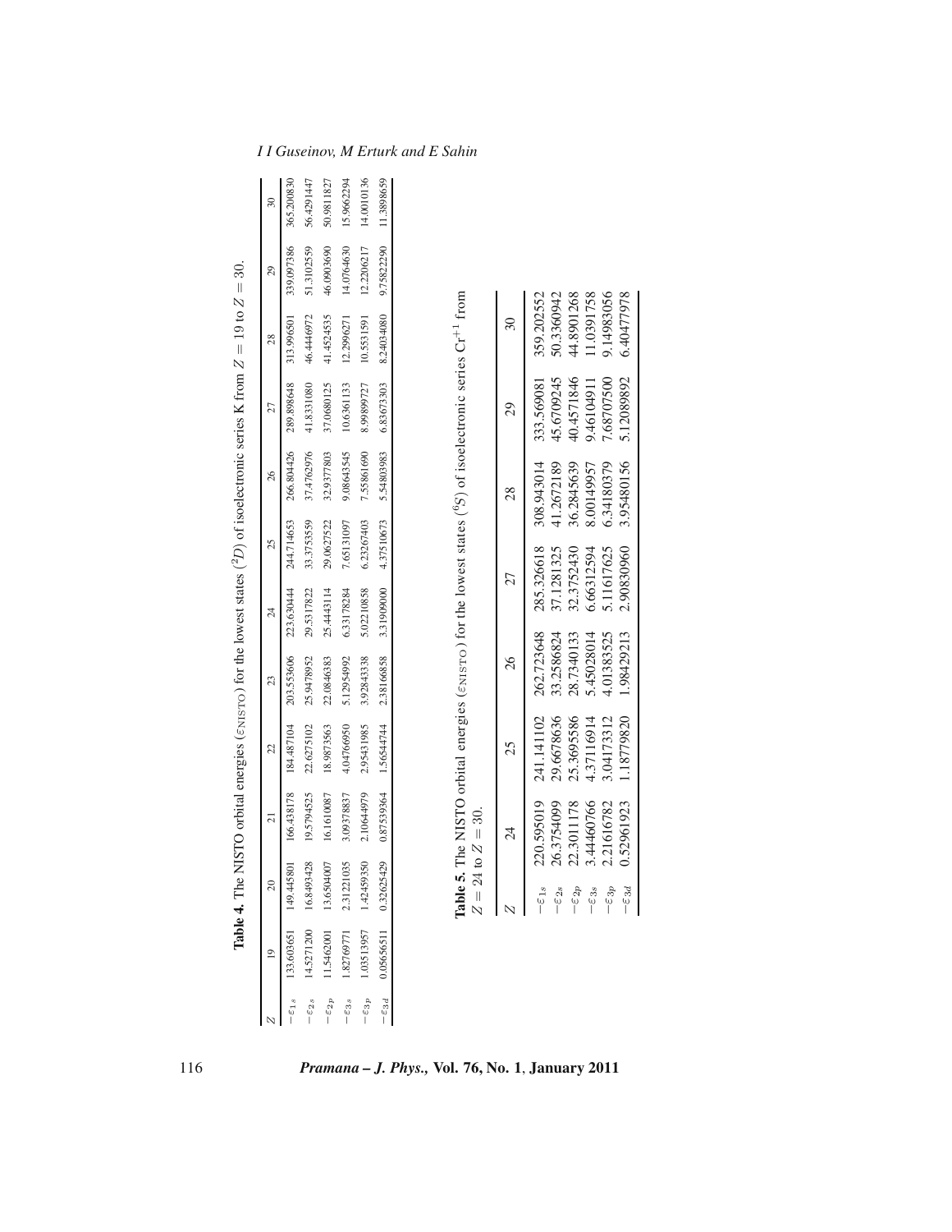**Table 4.** The NISTO orbital energies ($\varepsilon_{\mathrm{NISTO}}$) for the lowest states ($^2D$) of isoelectronic series K from $Z = 19$ to $Z = 30$.

| $Z$ | 19 | 20 | 21 | 22 | 23 | 24 | 25 | 26 | 27 | 28 | 29 | 30 |
|---|---|---|---|---|---|---|---|---|---|---|---|---|
| $-\varepsilon_{1s}$ | 133.603651 | 149.445801 | 166.438178 | 184.487104 | 203.553606 | 223.630444 | 244.714653 | 266.804426 | 289.898648 | 313.996501 | 339.097386 | 365.200830 |
| $-\varepsilon_{2s}$ | 14.5271200 | 16.8493428 | 19.5794525 | 22.6275102 | 25.9478952 | 29.5317822 | 33.3753559 | 37.4762976 | 41.8331080 | 46.4446972 | 51.3102559 | 56.4291447 |
| $-\varepsilon_{2p}$ | 11.5462001 | 13.6504007 | 16.1610087 | 18.9873563 | 22.0846383 | 25.4443114 | 29.0627522 | 32.9377803 | 37.0680125 | 41.4524535 | 46.0903690 | 50.9811827 |
| $-\varepsilon_{3s}$ | 1.82769771 | 2.31221035 | 3.09378837 | 4.04766950 | 5.12954992 | 6.33178284 | 7.65131097 | 9.08643545 | 10.6361133 | 12.2996271 | 14.0764630 | 15.9662294 |
| $-\varepsilon_{3p}$ | 1.03513957 | 1.42459350 | 2.10644979 | 2.95431985 | 3.92843338 | 5.02210858 | 6.23267403 | 7.55861690 | 8.99899727 | 10.5531591 | 12.2206217 | 14.0010136 |
| $-\varepsilon_{3d}$ | 0.05656511 | 0.32625429 | 0.87539364 | 1.56544744 | 2.38166858 | 3.31909000 | 4.37510673 | 5.54803983 | 6.83673303 | 8.24034080 | 9.75822290 | 11.3898659 |

**Table 5.** The NISTO orbital energies ($\varepsilon_{\mathrm{NISTO}}$) for the lowest states ($^6S$) of isoelectronic series $Cr^{+1}$ from $Z = 24$ to $Z = 30$.

| $Z$ | 24 | 25 | 26 | 27 | 28 | 29 | 30 |
|---|---|---|---|---|---|---|---|
| $-\varepsilon_{1s}$ | 220.595019 | 241.141102 | 262.723648 | 285.326618 | 308.943014 | 333.569081 | 359.202552 |
| $-\varepsilon_{2s}$ | 26.3754099 | 29.6678636 | 33.2586824 | 37.1281325 | 41.2672189 | 45.6709245 | 50.3360942 |
| $-\varepsilon_{2p}$ | 22.3011178 | 25.3695586 | 28.7340133 | 32.3752430 | 36.2845639 | 40.4571846 | 44.8901268 |
| $-\varepsilon_{3s}$ | 3.44460766 | 4.37116914 | 5.45028014 | 6.66312594 | 8.00149957 | 9.46104911 | 11.0391758 |
| $-\varepsilon_{3p}$ | 2.21616782 | 3.04173312 | 4.01383525 | 5.11617625 | 6.34180379 | 7.68707500 | 9.14983056 |
| $-\varepsilon_{3d}$ | 0.52961923 | 1.18779820 | 1.98429213 | 2.90830960 | 3.95480156 | 5.12089892 | 6.40477978 |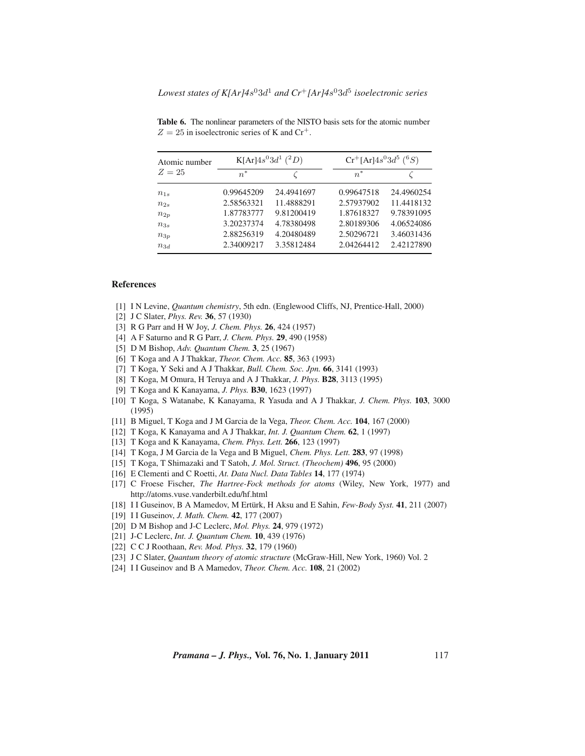**Table 6.** The nonlinear parameters of the NISTO basis sets for the atomic number $Z = 25$ in isoelectronic series of K and $Cr^+$.

| Atomic number $Z = 25$ | K[Ar]$4s^0 3d^1$ $(^2D)$ | | $Cr^+$[Ar]$4s^0 3d^5$ $(^6S)$ | |
|---|---|---|---|---|
| | $n^*$ | $\zeta$ | $n^*$ | $\zeta$ |
| $n_{1s}$ | 0.99645209 | 24.4941697 | 0.99647518 | 24.4960254 |
| $n_{2s}$ | 2.58563321 | 11.4888291 | 2.57937902 | 11.4418132 |
| $n_{2p}$ | 1.87783777 | 9.81200419 | 1.87618327 | 9.78391095 |
| $n_{3s}$ | 3.20237374 | 4.78380498 | 2.80189306 | 4.06524086 |
| $n_{3p}$ | 2.88256319 | 4.20480489 | 2.50296721 | 3.46031436 |
| $n_{3d}$ | 2.34009217 | 3.35812484 | 2.04264412 | 2.42127890 |

## References

[1] I N Levine, *Quantum chemistry*, 5th edn. (Englewood Cliffs, NJ, Prentice-Hall, 2000)

[2] J C Slater, *Phys. Rev.* **36**, 57 (1930)

[3] R G Parr and H W Joy, *J. Chem. Phys.* **26**, 424 (1957)

[4] A F Saturno and R G Parr, *J. Chem. Phys.* **29**, 490 (1958)

[5] D M Bishop, *Adv. Quantum Chem.* **3**, 25 (1967)

[6] T Koga and A J Thakkar, *Theor. Chem. Acc.* **85**, 363 (1993)

[7] T Koga, Y Seki and A J Thakkar, *Bull. Chem. Soc. Jpn.* **66**, 3141 (1993)

[8] T Koga, M Omura, H Teruya and A J Thakkar, *J. Phys.* **B28**, 3113 (1995)

[9] T Koga and K Kanayama, *J. Phys.* **B30**, 1623 (1997)

[10] T Koga, S Watanabe, K Kanayama, R Yasuda and A J Thakkar, *J. Chem. Phys.* **103**, 3000 (1995)

[11] B Miguel, T Koga and J M Garcia de la Vega, *Theor. Chem. Acc.* **104**, 167 (2000)

[12] T Koga, K Kanayama and A J Thakkar, *Int. J. Quantum Chem.* **62**, 1 (1997)

[13] T Koga and K Kanayama, *Chem. Phys. Lett.* **266**, 123 (1997)

[14] T Koga, J M Garcia de la Vega and B Miguel, *Chem. Phys. Lett.* **283**, 97 (1998)

[15] T Koga, T Shimazaki and T Satoh, *J. Mol. Struct. (Theochem)* **496**, 95 (2000)

[16] E Clementi and C Roetti, *At. Data Nucl. Data Tables* **14**, 177 (1974)

[17] C Froese Fischer, *The Hartree-Fock methods for atoms* (Wiley, New York, 1977) and http://atoms.vuse.vanderbilt.edu/hf.html

[18] I I Guseinov, B A Mamedov, M Ertürk, H Aksu and E Sahin, *Few-Body Syst.* **41**, 211 (2007)

[19] I I Guseinov, *J. Math. Chem.* **42**, 177 (2007)

[20] D M Bishop and J-C Leclerc, *Mol. Phys.* **24**, 979 (1972)

[21] J-C Leclerc, *Int. J. Quantum Chem.* **10**, 439 (1976)

[22] C C J Roothaan, *Rev. Mod. Phys.* **32**, 179 (1960)

[23] J C Slater, *Quantum theory of atomic structure* (McGraw-Hill, New York, 1960) Vol. 2

[24] I I Guseinov and B A Mamedov, *Theor. Chem. Acc.* **108**, 21 (2002)